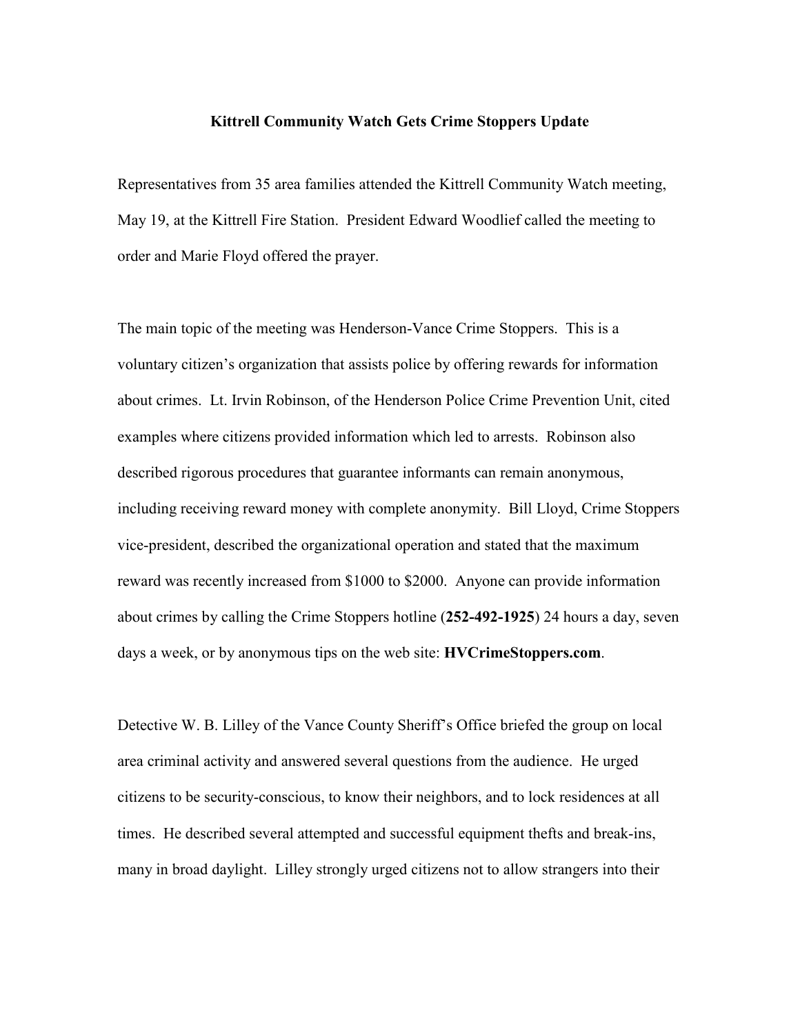**Kittrell Community Watch Gets Crime Stoppers Update**

Representatives from 35 area families attended the Kittrell Community Watch meeting, May 19, at the Kittrell Fire Station. President Edward Woodlief called the meeting to order and Marie Floyd offered the prayer.

The main topic of the meeting was Henderson-Vance Crime Stoppers. This is a voluntary citizen's organization that assists police by offering rewards for information about crimes. Lt. Irvin Robinson, of the Henderson Police Crime Prevention Unit, cited examples where citizens provided information which led to arrests. Robinson also described rigorous procedures that guarantee informants can remain anonymous, including receiving reward money with complete anonymity. Bill Lloyd, Crime Stoppers vice-president, described the organizational operation and stated that the maximum reward was recently increased from $1000 to $2000. Anyone can provide information about crimes by calling the Crime Stoppers hotline (**252-492-1925**) 24 hours a day, seven days a week, or by anonymous tips on the web site: **HVCrimeStoppers.com**.

Detective W. B. Lilley of the Vance County Sheriff's Office briefed the group on local area criminal activity and answered several questions from the audience. He urged citizens to be security-conscious, to know their neighbors, and to lock residences at all times. He described several attempted and successful equipment thefts and break-ins, many in broad daylight. Lilley strongly urged citizens not to allow strangers into their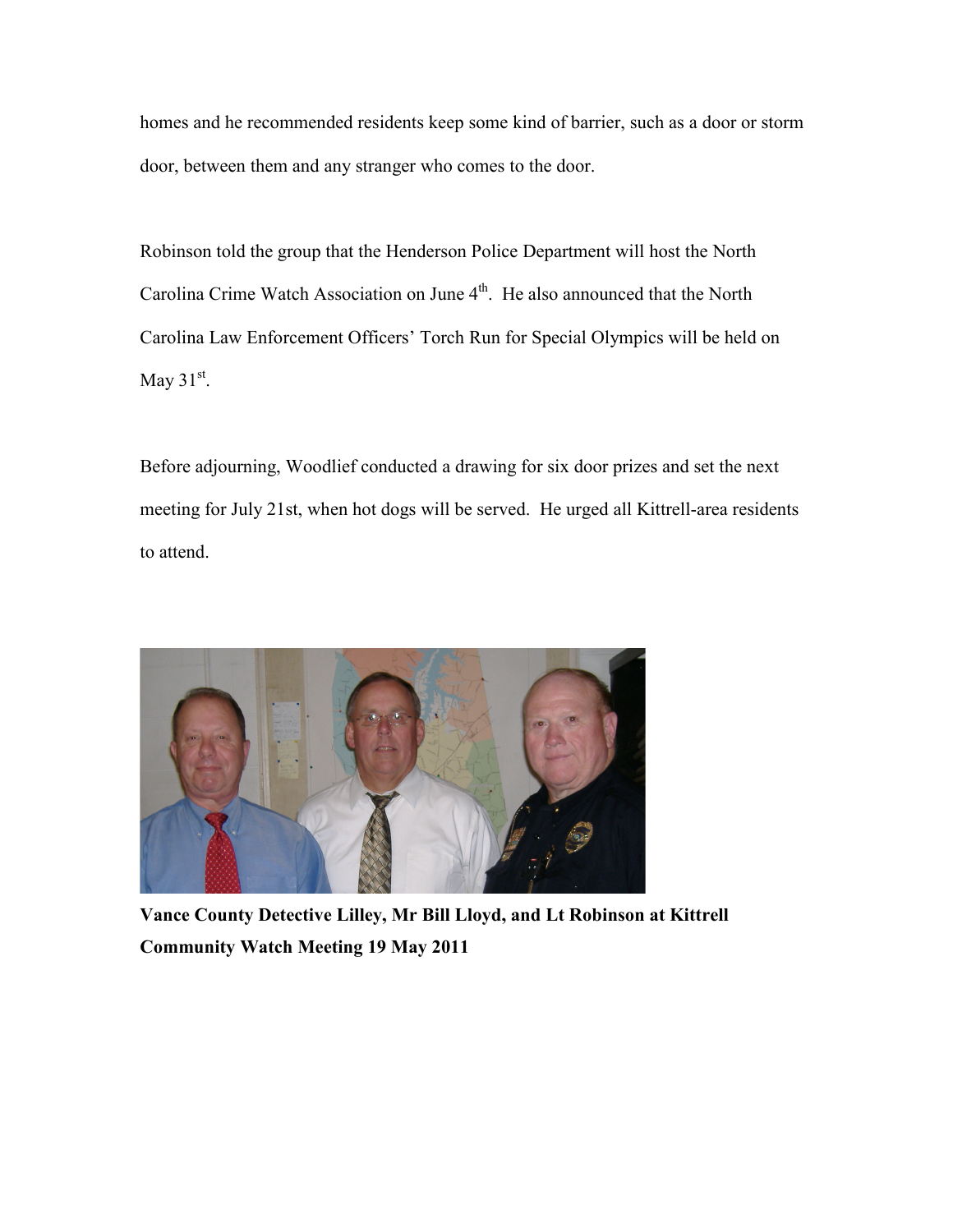homes and he recommended residents keep some kind of barrier, such as a door or storm door, between them and any stranger who comes to the door.

Robinson told the group that the Henderson Police Department will host the North Carolina Crime Watch Association on June 4th. He also announced that the North Carolina Law Enforcement Officers' Torch Run for Special Olympics will be held on May 31st.

Before adjourning, Woodlief conducted a drawing for six door prizes and set the next meeting for July 21st, when hot dogs will be served. He urged all Kittrell-area residents to attend.

**Vance County Detective Lilley, Mr Bill Lloyd, and Lt Robinson at Kittrell Community Watch Meeting 19 May 2011**